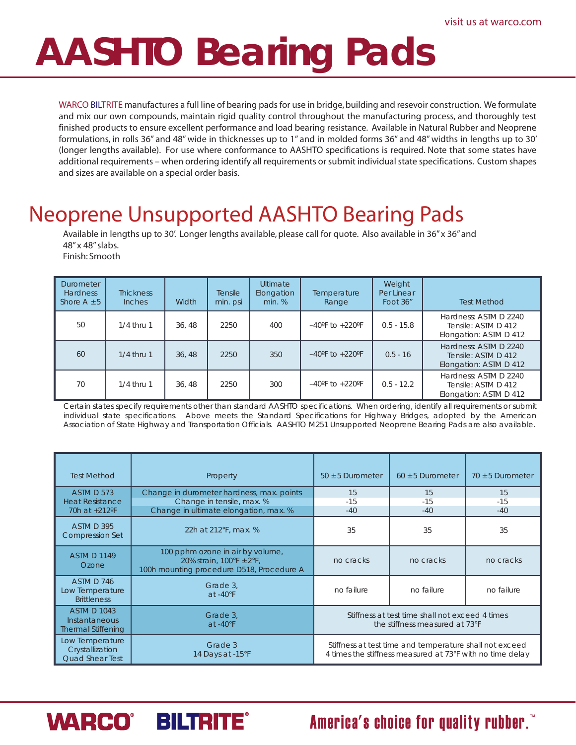visit us at warco.com

# AASHTO Bearing Pads

WARCO BILTRITE manufactures a full line of bearing pads for use in bridge, building and resevoir construction. We formulate and mix our own compounds, maintain rigid quality control throughout the manufacturing process, and thoroughly test finished products to ensure excellent performance and load bearing resistance. Available in Natural Rubber and Neoprene formulations, in rolls 36" and 48" wide in thicknesses up to 1" and in molded forms 36" and 48" widths in lengths up to 30' (longer lengths available). For use where conformance to AASHTO specifications is required. Note that some states have additional requirements – when ordering identify all requirements or submit individual state specifications. Custom shapes and sizes are available on a special order basis.

## Neoprene Unsupported AASHTO Bearing Pads

Available in lengths up to 30'. Longer lengths available, please call for quote. Also available in 36" x 36" and 48" x 48" slabs.
Finish: Smooth

| Durometer Hardness Shore A ±5 | Thickness Inches | Width | Tensile min. psi | Ultimate Elongation min. % | Temperature Range | Weight Per Linear Foot 36" | Test Method |
|---|---|---|---|---|---|---|---|
| 50 | 1/4 thru 1 | 36, 48 | 2250 | 400 | –40ºF to +220ºF | 0.5 - 15.8 | Hardness: ASTM D 2240<br>Tensile: ASTM D 412<br>Elongation: ASTM D 412 |
| 60 | 1/4 thru 1 | 36, 48 | 2250 | 350 | –40ºF to +220ºF | 0.5 - 16 | Hardness: ASTM D 2240<br>Tensile: ASTM D 412<br>Elongation: ASTM D 412 |
| 70 | 1/4 thru 1 | 36, 48 | 2250 | 300 | –40ºF to +220ºF | 0.5 - 12.2 | Hardness: ASTM D 2240<br>Tensile: ASTM D 412<br>Elongation: ASTM D 412 |

Certain states specify requirements other than standard AASHTO specifications. When ordering, identify all requirements or submit individual state specifications. Above meets the Standard Specifications for Highway Bridges, adopted by the American Association of State Highway and Transportation Officials. AASHTO M251 Unsupported Neoprene Bearing Pads are also available.

| Test Method | Property | 50 ±5 Durometer | 60 ±5 Durometer | 70 ±5 Durometer |
|---|---|---|---|---|
| ASTM D 573 Heat Resistance 70h at +212ºF | Change in durometer hardness, max. points | 15 | 15 | 15 |
| | Change in tensile, max. % | -15 | -15 | -15 |
| | Change in ultimate elongation, max. % | -40 | -40 | -40 |
| ASTM D 395 Compression Set | 22h at 212°F, max. % | 35 | 35 | 35 |
| ASTM D 1149 Ozone | 100 pphm ozone in air by volume, 20% strain, 100°F ±2°F, 100h mounting procedure D518, Procedure A | no cracks | no cracks | no cracks |
| ASTM D 746 Low Temperature Brittleness | Grade 3, at -40°F | no failure | no failure | no failure |
| ASTM D 1043 Instantaneous Thermal Stiffening | Grade 3, at -40°F | Stiffness at test time shall not exceed 4 times the stiffness measured at 73°F | | |
| Low Temperature Crystallization Quad Shear Test | Grade 3 14 Days at -15°F | Stiffness at test time and temperature shall not exceed 4 times the stiffness measured at 73°F with no time delay | | |

WARCO® BILTRITE® America's choice for quality rubber.™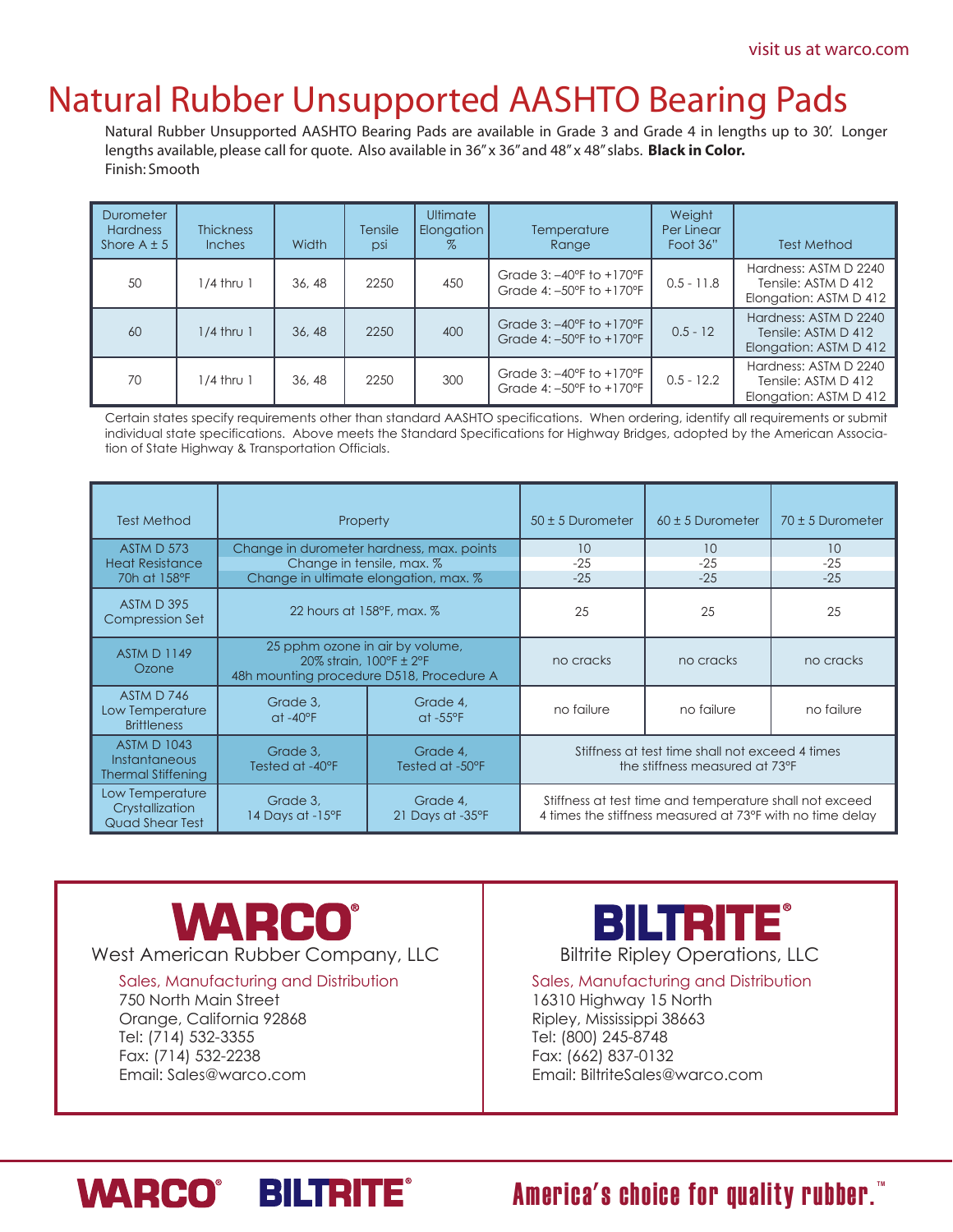# Natural Rubber Unsupported AASHTO Bearing Pads

Natural Rubber Unsupported AASHTO Bearing Pads are available in Grade 3 and Grade 4 in lengths up to 30'. Longer lengths available, please call for quote. Also available in 36" x 36" and 48" x 48" slabs. **Black in Color.**
Finish: Smooth

| Durometer Hardness Shore A ± 5 | Thickness Inches | Width | Tensile psi | Ultimate Elongation % | Temperature Range | Weight Per Linear Foot 36" | Test Method |
|---|---|---|---|---|---|---|---|
| 50 | 1/4 thru 1 | 36, 48 | 2250 | 450 | Grade 3: –40°F to +170°F<br>Grade 4: –50°F to +170°F | 0.5 - 11.8 | Hardness: ASTM D 2240<br>Tensile: ASTM D 412<br>Elongation: ASTM D 412 |
| 60 | 1/4 thru 1 | 36, 48 | 2250 | 400 | Grade 3: –40°F to +170°F<br>Grade 4: –50°F to +170°F | 0.5 - 12 | Hardness: ASTM D 2240<br>Tensile: ASTM D 412<br>Elongation: ASTM D 412 |
| 70 | 1/4 thru 1 | 36, 48 | 2250 | 300 | Grade 3: –40°F to +170°F<br>Grade 4: –50°F to +170°F | 0.5 - 12.2 | Hardness: ASTM D 2240<br>Tensile: ASTM D 412<br>Elongation: ASTM D 412 |

Certain states specify requirements other than standard AASHTO specifications. When ordering, identify all requirements or submit individual state specifications. Above meets the Standard Specifications for Highway Bridges, adopted by the American Association of State Highway & Transportation Officials.

| Test Method | Property | | 50 ± 5 Durometer | 60 ± 5 Durometer | 70 ± 5 Durometer |
|---|---|---|---|---|---|
| ASTM D 573<br>Heat Resistance<br>70h at 158°F | Change in durometer hardness, max. points<br>Change in tensile, max. %<br>Change in ultimate elongation, max. % | | 10<br>-25<br>-25 | 10<br>-25<br>-25 | 10<br>-25<br>-25 |
| ASTM D 395<br>Compression Set | 22 hours at 158°F, max. % | | 25 | 25 | 25 |
| ASTM D 1149<br>Ozone | 25 pphm ozone in air by volume,<br>20% strain, 100°F ± 2°F<br>48h mounting procedure D518, Procedure A | | no cracks | no cracks | no cracks |
| ASTM D 746<br>Low Temperature Brittleness | Grade 3,<br>at -40°F | Grade 4,<br>at -55°F | no failure | no failure | no failure |
| ASTM D 1043<br>Instantaneous Thermal Stiffening | Grade 3,<br>Tested at -40°F | Grade 4,<br>Tested at -50°F | Stiffness at test time shall not exceed 4 times the stiffness measured at 73°F | | |
| Low Temperature Crystallization Quad Shear Test | Grade 3,<br>14 Days at -15°F | Grade 4,<br>21 Days at -35°F | Stiffness at test time and temperature shall not exceed 4 times the stiffness measured at 73°F with no time delay | | |

**WARCO®**
West American Rubber Company, LLC

Sales, Manufacturing and Distribution
750 North Main Street
Orange, California 92868
Tel: (714) 532-3355
Fax: (714) 532-2238
Email: Sales@warco.com

**BILTRITE®**
Biltrite Ripley Operations, LLC

Sales, Manufacturing and Distribution
16310 Highway 15 North
Ripley, Mississippi 38663
Tel: (800) 245-8748
Fax: (662) 837-0132
Email: BiltriteSales@warco.com

America's choice for quality rubber.™